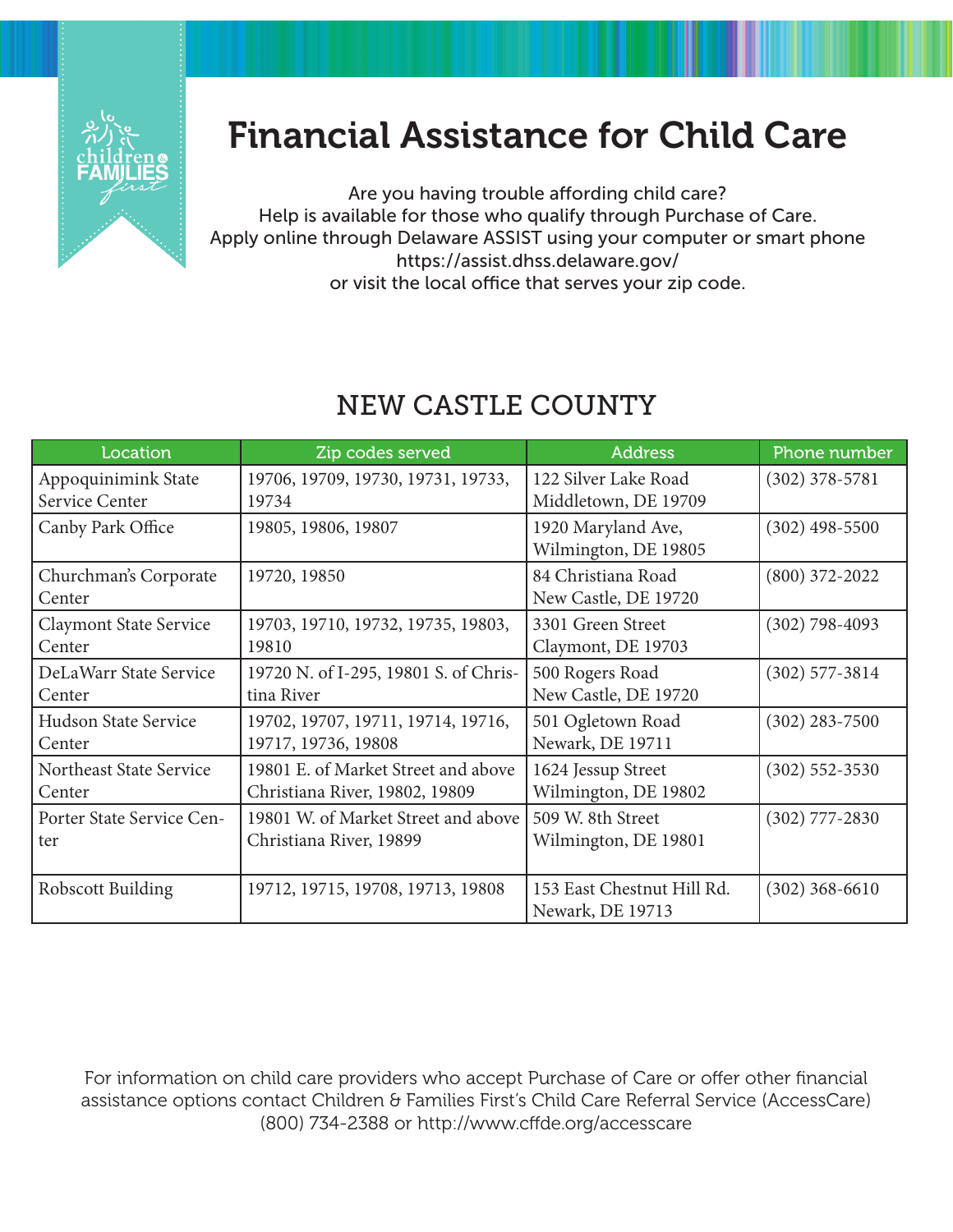# Financial Assistance for Child Care

Are you having trouble affording child care?
Help is available for those who qualify through Purchase of Care.
Apply online through Delaware ASSIST using your computer or smart phone
https://assist.dhss.delaware.gov/
or visit the local office that serves your zip code.

## NEW CASTLE COUNTY

| Location | Zip codes served | Address | Phone number |
|---|---|---|---|
| Appoquinimink State Service Center | 19706, 19709, 19730, 19731, 19733, 19734 | 122 Silver Lake Road Middletown, DE 19709 | (302) 378-5781 |
| Canby Park Office | 19805, 19806, 19807 | 1920 Maryland Ave, Wilmington, DE 19805 | (302) 498-5500 |
| Churchman's Corporate Center | 19720, 19850 | 84 Christiana Road New Castle, DE 19720 | (800) 372-2022 |
| Claymont State Service Center | 19703, 19710, 19732, 19735, 19803, 19810 | 3301 Green Street Claymont, DE 19703 | (302) 798-4093 |
| DeLaWarr State Service Center | 19720 N. of I-295, 19801 S. of Christina River | 500 Rogers Road New Castle, DE 19720 | (302) 577-3814 |
| Hudson State Service Center | 19702, 19707, 19711, 19714, 19716, 19717, 19736, 19808 | 501 Ogletown Road Newark, DE 19711 | (302) 283-7500 |
| Northeast State Service Center | 19801 E. of Market Street and above Christiana River, 19802, 19809 | 1624 Jessup Street Wilmington, DE 19802 | (302) 552-3530 |
| Porter State Service Center | 19801 W. of Market Street and above Christiana River, 19899 | 509 W. 8th Street Wilmington, DE 19801 | (302) 777-2830 |
| Robscott Building | 19712, 19715, 19708, 19713, 19808 | 153 East Chestnut Hill Rd. Newark, DE 19713 | (302) 368-6610 |

For information on child care providers who accept Purchase of Care or offer other financial assistance options contact Children & Families First's Child Care Referral Service (AccessCare) (800) 734-2388 or http://www.cffde.org/accesscare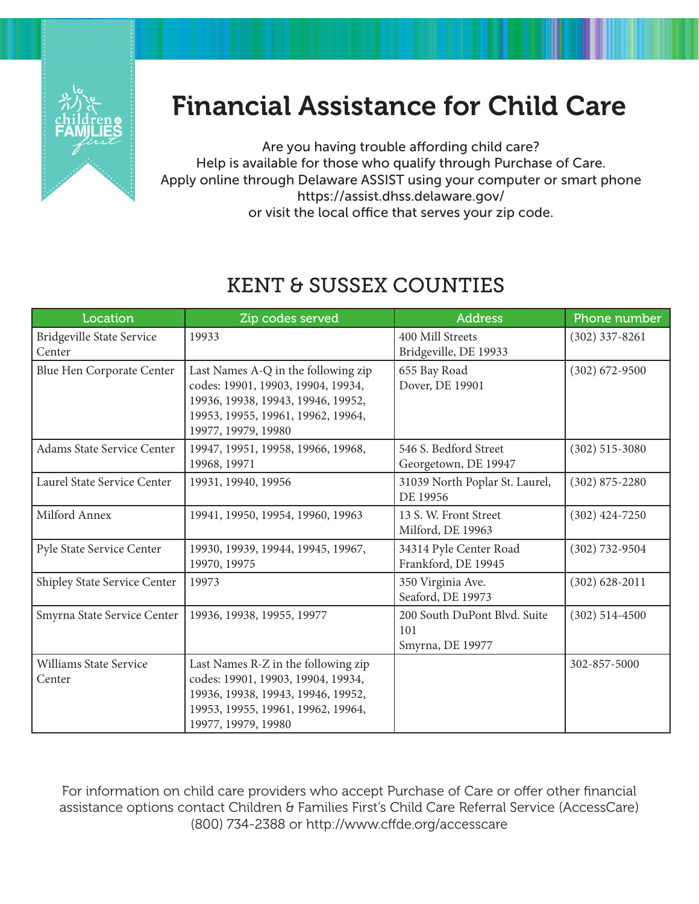# Financial Assistance for Child Care

Are you having trouble affording child care?
Help is available for those who qualify through Purchase of Care.
Apply online through Delaware ASSIST using your computer or smart phone
https://assist.dhss.delaware.gov/
or visit the local office that serves your zip code.

## KENT & SUSSEX COUNTIES

| Location | Zip codes served | Address | Phone number |
|---|---|---|---|
| Bridgeville State Service Center | 19933 | 400 Mill Streets<br>Bridgeville, DE 19933 | (302) 337-8261 |
| Blue Hen Corporate Center | Last Names A-Q in the following zip codes: 19901, 19903, 19904, 19934, 19936, 19938, 19943, 19946, 19952, 19953, 19955, 19961, 19962, 19964, 19977, 19979, 19980 | 655 Bay Road<br>Dover, DE 19901 | (302) 672-9500 |
| Adams State Service Center | 19947, 19951, 19958, 19966, 19968, 19968, 19971 | 546 S. Bedford Street<br>Georgetown, DE 19947 | (302) 515-3080 |
| Laurel State Service Center | 19931, 19940, 19956 | 31039 North Poplar St. Laurel, DE 19956 | (302) 875-2280 |
| Milford Annex | 19941, 19950, 19954, 19960, 19963 | 13 S. W. Front Street<br>Milford, DE 19963 | (302) 424-7250 |
| Pyle State Service Center | 19930, 19939, 19944, 19945, 19967, 19970, 19975 | 34314 Pyle Center Road<br>Frankford, DE 19945 | (302) 732-9504 |
| Shipley State Service Center | 19973 | 350 Virginia Ave.<br>Seaford, DE 19973 | (302) 628-2011 |
| Smyrna State Service Center | 19936, 19938, 19955, 19977 | 200 South DuPont Blvd. Suite 101<br>Smyrna, DE 19977 | (302) 514-4500 |
| Williams State Service Center | Last Names R-Z in the following zip codes: 19901, 19903, 19904, 19934, 19936, 19938, 19943, 19946, 19952, 19953, 19955, 19961, 19962, 19964, 19977, 19979, 19980 | | 302-857-5000 |

For information on child care providers who accept Purchase of Care or offer other financial assistance options contact Children & Families First's Child Care Referral Service (AccessCare) (800) 734-2388 or http://www.cffde.org/accesscare